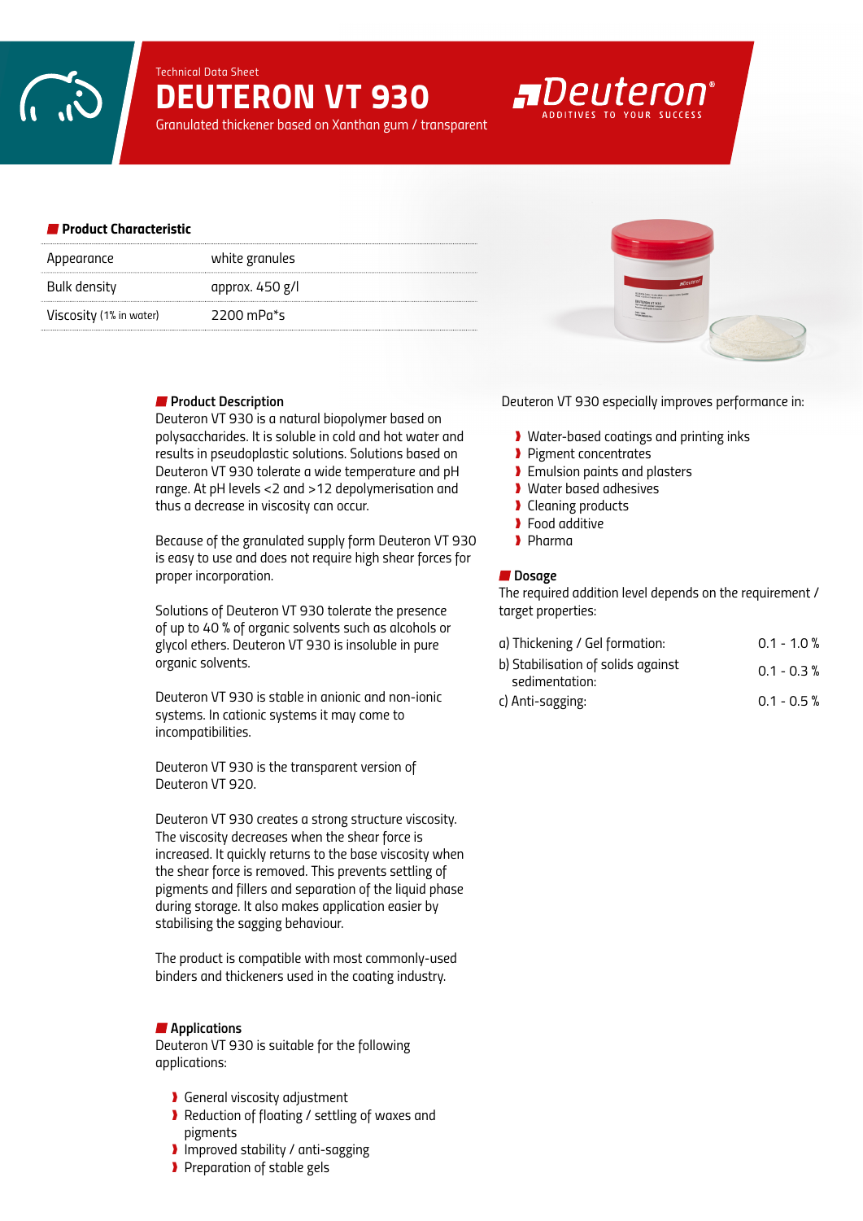Technical Data Sheet

# DEUTERON VT 930

Granulated thickener based on Xanthan gum / transparent

Deuteron
ADDITIVES TO YOUR SUCCESS

## Product Characteristic

| | |
|---|---|
| Appearance | white granules |
| Bulk density | approx. 450 g/l |
| Viscosity (1% in water) | 2200 mPa*s |

## Product Description

Deuteron VT 930 is a natural biopolymer based on polysaccharides. It is soluble in cold and hot water and results in pseudoplastic solutions. Solutions based on Deuteron VT 930 tolerate a wide temperature and pH range. At pH levels <2 and >12 depolymerisation and thus a decrease in viscosity can occur.

Because of the granulated supply form Deuteron VT 930 is easy to use and does not require high shear forces for proper incorporation.

Solutions of Deuteron VT 930 tolerate the presence of up to 40 % of organic solvents such as alcohols or glycol ethers. Deuteron VT 930 is insoluble in pure organic solvents.

Deuteron VT 930 is stable in anionic and non-ionic systems. In cationic systems it may come to incompatibilities.

Deuteron VT 930 is the transparent version of Deuteron VT 920.

Deuteron VT 930 creates a strong structure viscosity. The viscosity decreases when the shear force is increased. It quickly returns to the base viscosity when the shear force is removed. This prevents settling of pigments and fillers and separation of the liquid phase during storage. It also makes application easier by stabilising the sagging behaviour.

The product is compatible with most commonly-used binders and thickeners used in the coating industry.

## Applications

Deuteron VT 930 is suitable for the following applications:

- General viscosity adjustment
- Reduction of floating / settling of waxes and pigments
- Improved stability / anti-sagging
- Preparation of stable gels

Deuteron VT 930 especially improves performance in:

- Water-based coatings and printing inks
- Pigment concentrates
- Emulsion paints and plasters
- Water based adhesives
- Cleaning products
- Food additive
- Pharma

## Dosage

The required addition level depends on the requirement / target properties:

| | |
|---|---|
| a) Thickening / Gel formation: | 0.1 - 1.0 % |
| b) Stabilisation of solids against sedimentation: | 0.1 - 0.3 % |
| c) Anti-sagging: | 0.1 - 0.5 % |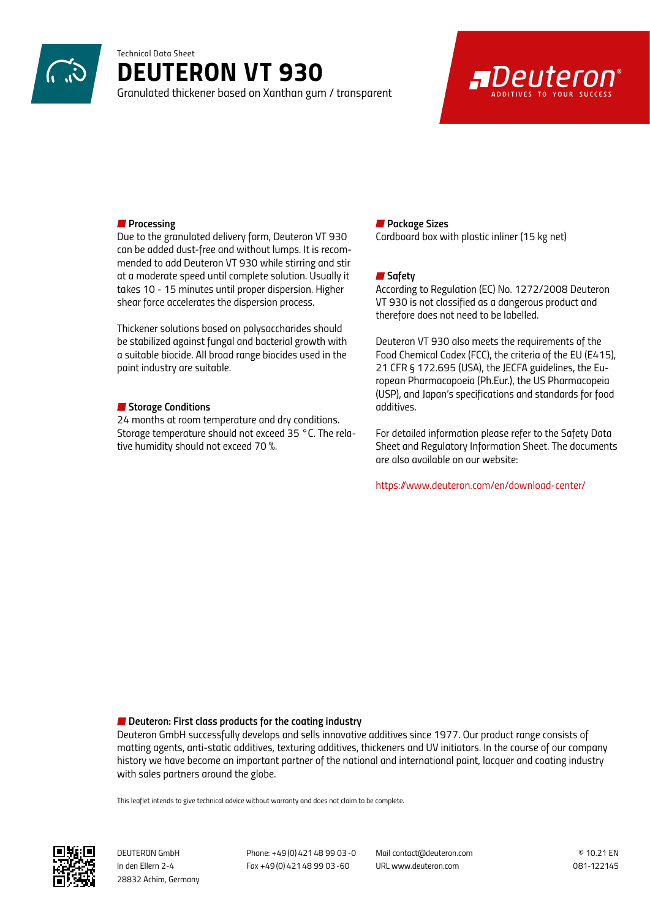Technical Data Sheet

# DEUTERON VT 930

Granulated thickener based on Xanthan gum / transparent

## Processing

Due to the granulated delivery form, Deuteron VT 930 can be added dust-free and without lumps. It is recommended to add Deuteron VT 930 while stirring and stir at a moderate speed until complete solution. Usually it takes 10 - 15 minutes until proper dispersion. Higher shear force accelerates the dispersion process.

Thickener solutions based on polysaccharides should be stabilized against fungal and bacterial growth with a suitable biocide. All broad range biocides used in the paint industry are suitable.

## Storage Conditions

24 months at room temperature and dry conditions. Storage temperature should not exceed 35 °C. The relative humidity should not exceed 70 %.

## Package Sizes

Cardboard box with plastic inliner (15 kg net)

## Safety

According to Regulation (EC) No. 1272/2008 Deuteron VT 930 is not classified as a dangerous product and therefore does not need to be labelled.

Deuteron VT 930 also meets the requirements of the Food Chemical Codex (FCC), the criteria of the EU (E415), 21 CFR § 172.695 (USA), the JECFA guidelines, the European Pharmacopoeia (Ph.Eur.), the US Pharmacopeia (USP), and Japan's specifications and standards for food additives.

For detailed information please refer to the Safety Data Sheet and Regulatory Information Sheet. The documents are also available on our website:

https://www.deuteron.com/en/download-center/

## Deuteron: First class products for the coating industry

Deuteron GmbH successfully develops and sells innovative additives since 1977. Our product range consists of matting agents, anti-static additives, texturing additives, thickeners and UV initiators. In the course of our company history we have become an important partner of the national and international paint, lacquer and coating industry with sales partners around the globe.

This leaflet intends to give technical advice without warranty and does not claim to be complete.

DEUTERON GmbH
In den Ellern 2-4
28832 Achim, Germany

Phone: +49 (0) 421 48 99 03 -0
Fax +49 (0) 421 48 99 03 -60

Mail contact@deuteron.com
URL www.deuteron.com

© 10.21 EN
081-122145